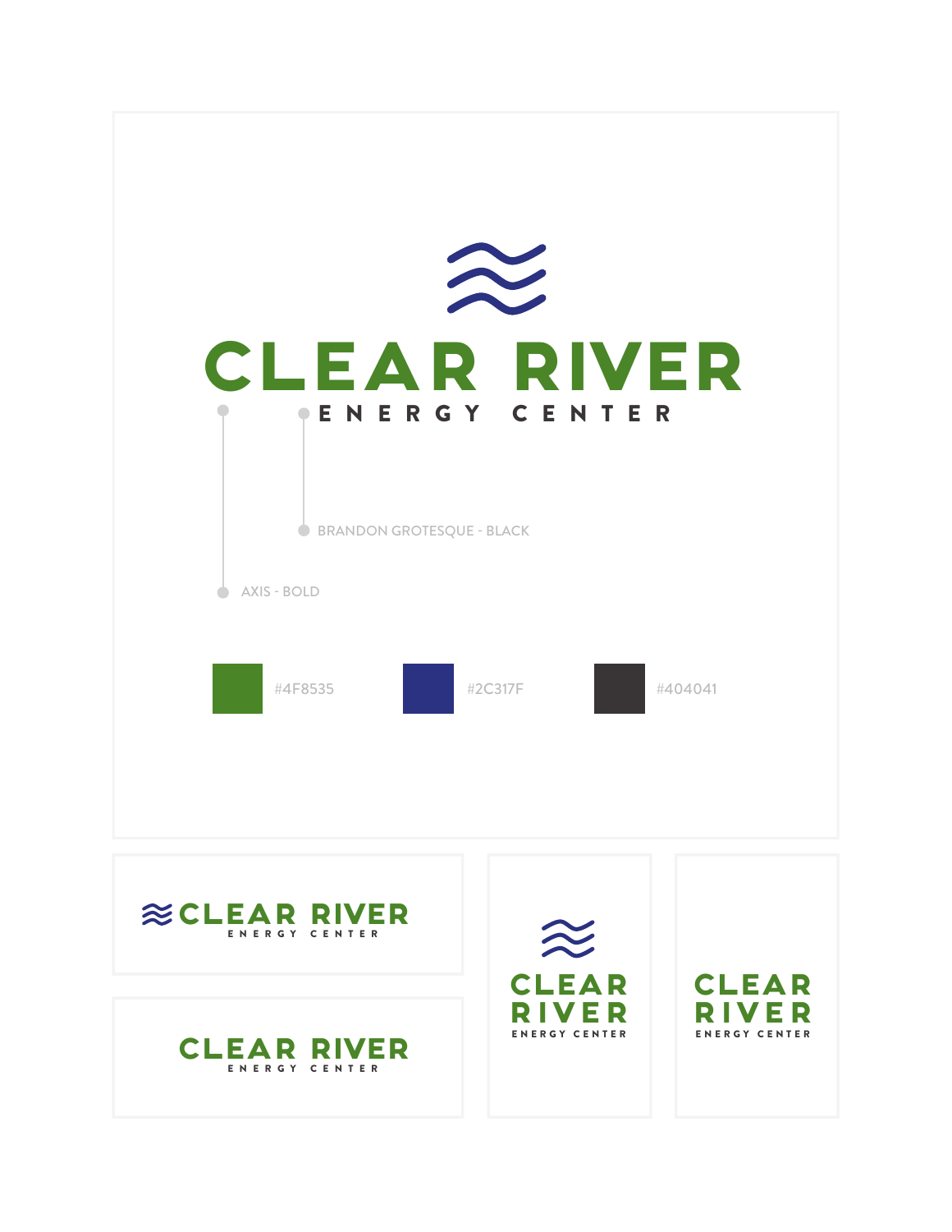CLEAR RIVER

ENERGY CENTER

BRANDON GROTESQUE - BLACK

AXIS - BOLD

#4F8535

#2C317F

#404041

CLEAR RIVER
ENERGY CENTER

CLEAR RIVER
ENERGY CENTER

CLEAR
RIVER
ENERGY CENTER

CLEAR
RIVER
ENERGY CENTER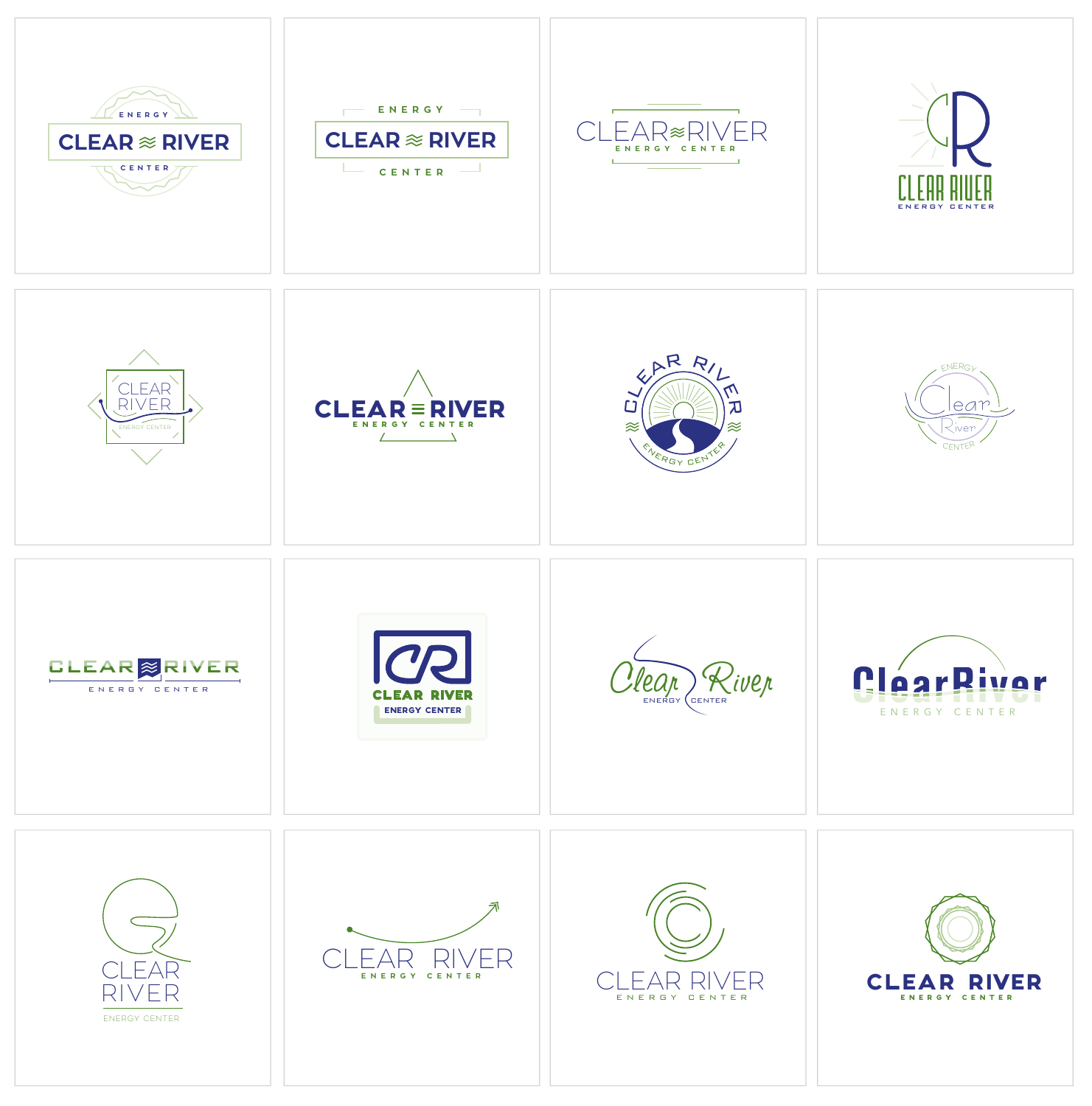ENERGY
CLEAR ≈ RIVER
CENTER

ENERGY
CLEAR ≈ RIVER
CENTER

CLEAR≈RIVER
ENERGY CENTER

CR
CLEAR RIVER
ENERGY CENTER

CLEAR
RIVER
ENERGY CENTER

CLEAR ≡ RIVER
ENERGY CENTER

CLEAR RIVER
ENERGY CENTER

ENERGY
Clear
River
CENTER

CLEAR RIVER
ENERGY CENTER

CR
CLEAR RIVER
ENERGY CENTER

Clear River
ENERGY CENTER

ClearRiver
ENERGY CENTER

CLEAR
RIVER
ENERGY CENTER

CLEAR RIVER
ENERGY CENTER

CLEAR RIVER
ENERGY CENTER

CLEAR RIVER
ENERGY CENTER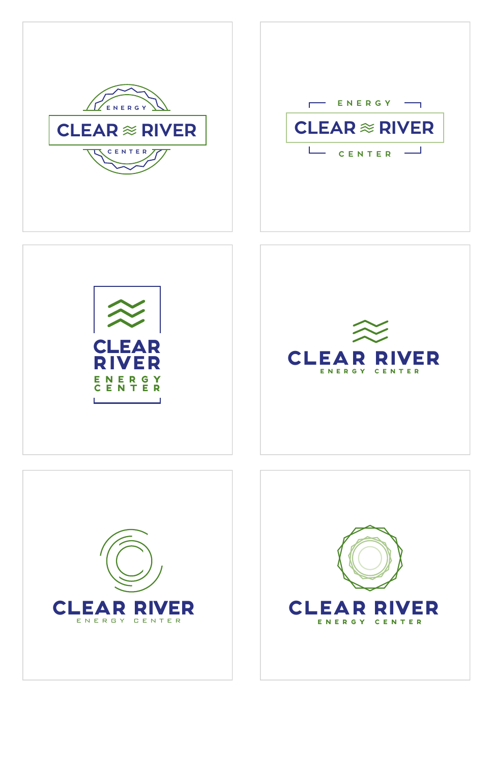ENERGY

CLEAR RIVER

CENTER

ENERGY

CLEAR RIVER

CENTER

CLEAR
RIVER
ENERGY
CENTER

CLEAR RIVER
ENERGY CENTER

CLEAR RIVER
ENERGY CENTER

CLEAR RIVER
ENERGY CENTER